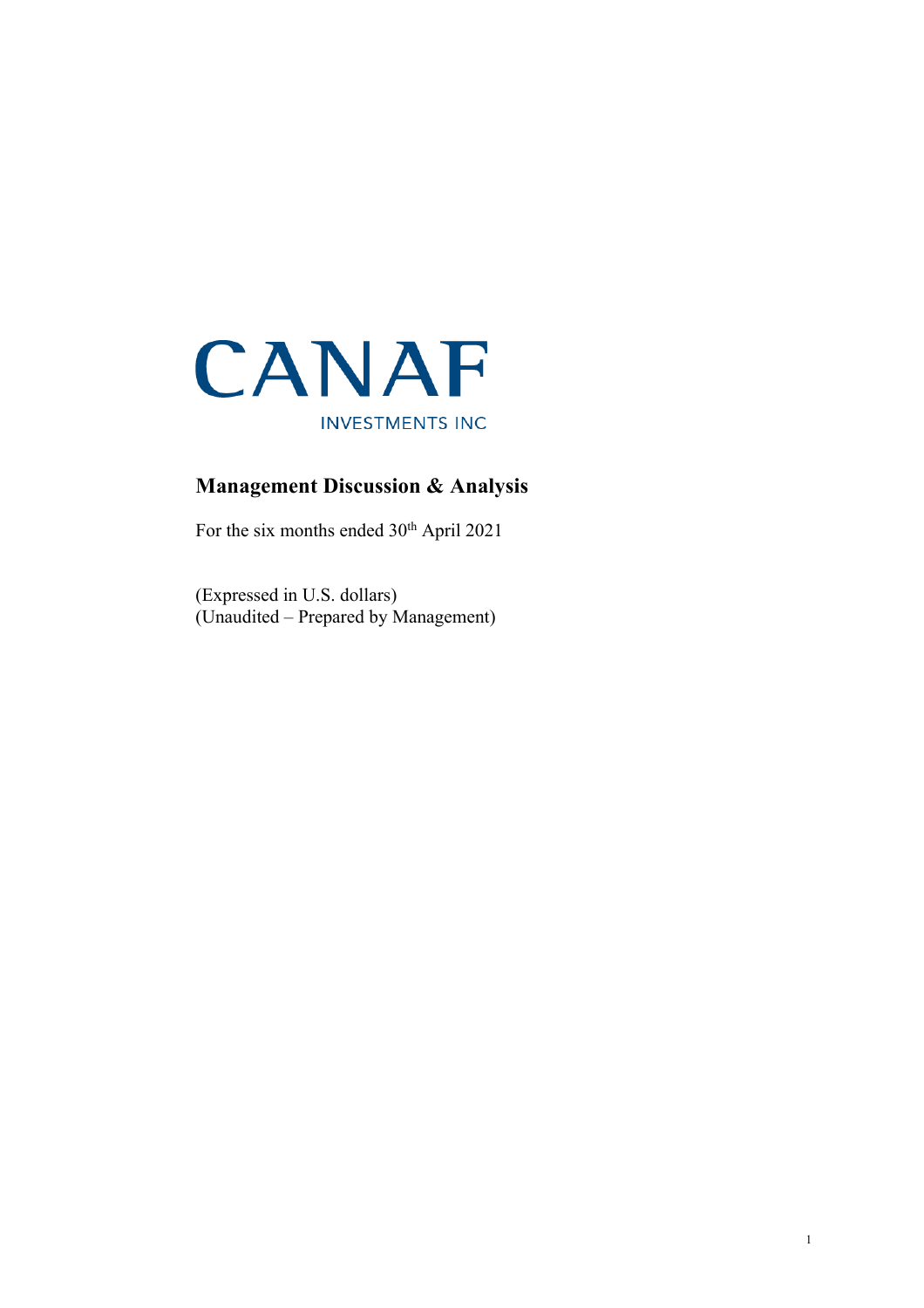CANAF

INVESTMENTS INC

## Management Discussion & Analysis

For the six months ended 30th April 2021

(Expressed in U.S. dollars)
(Unaudited – Prepared by Management)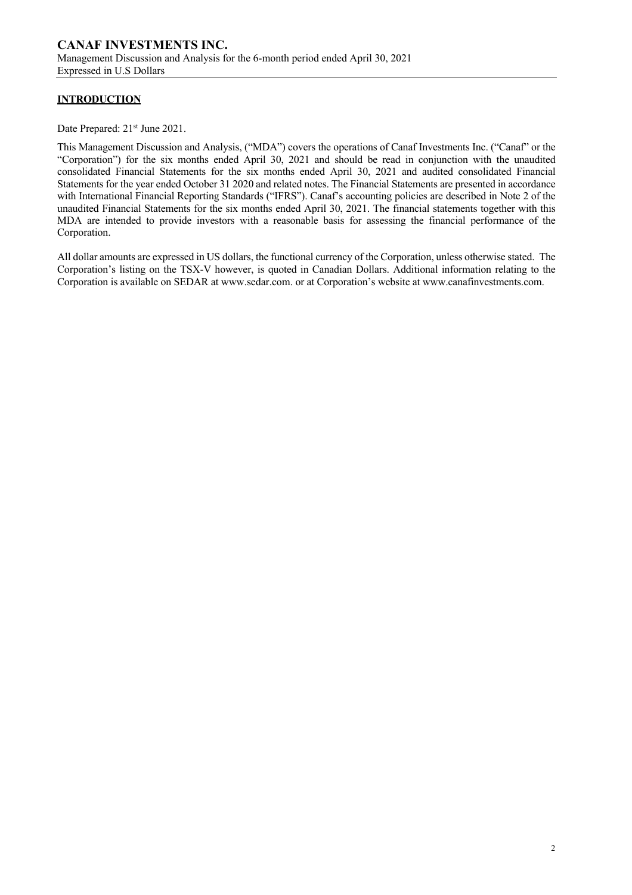## INTRODUCTION

Date Prepared: 21st June 2021.

This Management Discussion and Analysis, ("MDA") covers the operations of Canaf Investments Inc. ("Canaf" or the "Corporation") for the six months ended April 30, 2021 and should be read in conjunction with the unaudited consolidated Financial Statements for the six months ended April 30, 2021 and audited consolidated Financial Statements for the year ended October 31 2020 and related notes. The Financial Statements are presented in accordance with International Financial Reporting Standards ("IFRS"). Canaf's accounting policies are described in Note 2 of the unaudited Financial Statements for the six months ended April 30, 2021. The financial statements together with this MDA are intended to provide investors with a reasonable basis for assessing the financial performance of the Corporation.

All dollar amounts are expressed in US dollars, the functional currency of the Corporation, unless otherwise stated. The Corporation's listing on the TSX-V however, is quoted in Canadian Dollars. Additional information relating to the Corporation is available on SEDAR at www.sedar.com. or at Corporation's website at www.canafinvestments.com.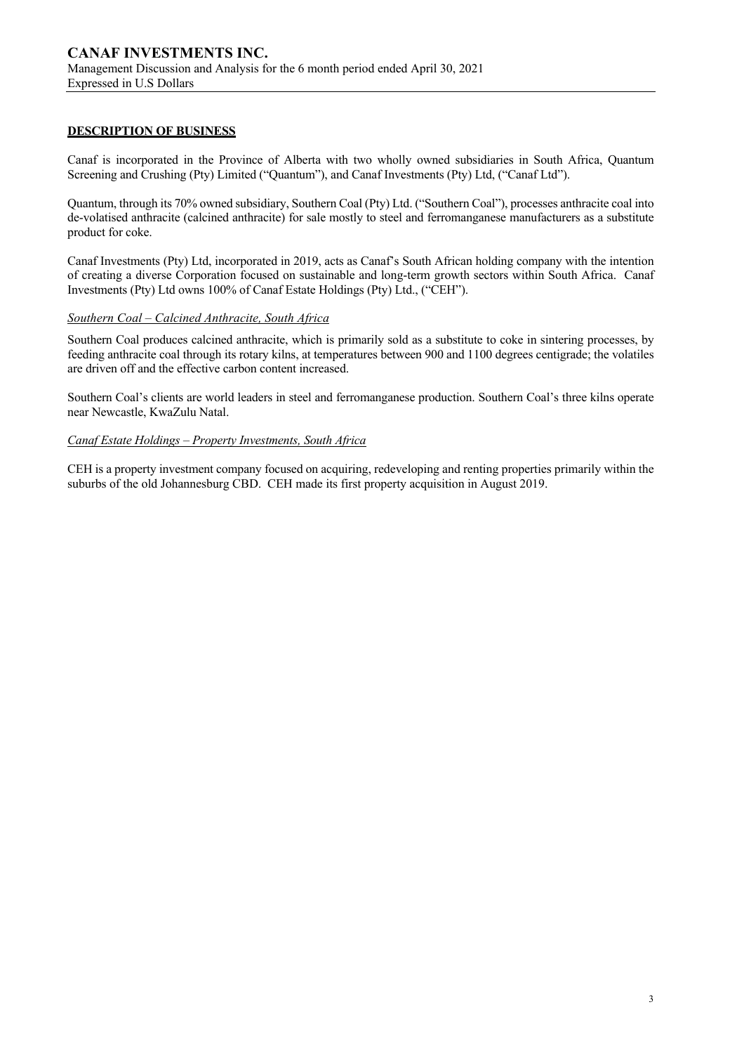## DESCRIPTION OF BUSINESS

Canaf is incorporated in the Province of Alberta with two wholly owned subsidiaries in South Africa, Quantum Screening and Crushing (Pty) Limited ("Quantum"), and Canaf Investments (Pty) Ltd, ("Canaf Ltd").

Quantum, through its 70% owned subsidiary, Southern Coal (Pty) Ltd. ("Southern Coal"), processes anthracite coal into de-volatised anthracite (calcined anthracite) for sale mostly to steel and ferromanganese manufacturers as a substitute product for coke.

Canaf Investments (Pty) Ltd, incorporated in 2019, acts as Canaf's South African holding company with the intention of creating a diverse Corporation focused on sustainable and long-term growth sectors within South Africa. Canaf Investments (Pty) Ltd owns 100% of Canaf Estate Holdings (Pty) Ltd., ("CEH").

### *Southern Coal – Calcined Anthracite, South Africa*

Southern Coal produces calcined anthracite, which is primarily sold as a substitute to coke in sintering processes, by feeding anthracite coal through its rotary kilns, at temperatures between 900 and 1100 degrees centigrade; the volatiles are driven off and the effective carbon content increased.

Southern Coal's clients are world leaders in steel and ferromanganese production. Southern Coal's three kilns operate near Newcastle, KwaZulu Natal.

### *Canaf Estate Holdings – Property Investments, South Africa*

CEH is a property investment company focused on acquiring, redeveloping and renting properties primarily within the suburbs of the old Johannesburg CBD. CEH made its first property acquisition in August 2019.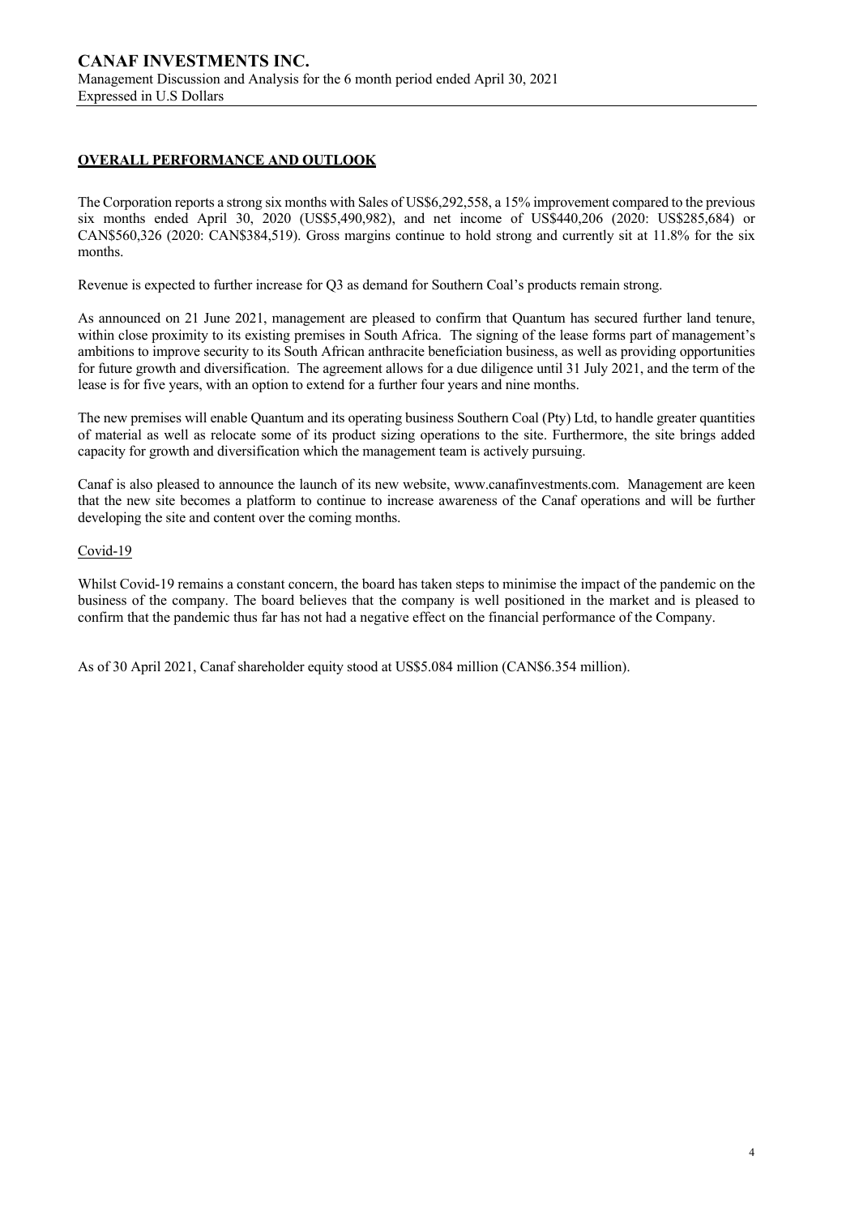## OVERALL PERFORMANCE AND OUTLOOK

The Corporation reports a strong six months with Sales of US$6,292,558, a 15% improvement compared to the previous six months ended April 30, 2020 (US$5,490,982), and net income of US$440,206 (2020: US$285,684) or CAN$560,326 (2020: CAN$384,519). Gross margins continue to hold strong and currently sit at 11.8% for the six months.

Revenue is expected to further increase for Q3 as demand for Southern Coal's products remain strong.

As announced on 21 June 2021, management are pleased to confirm that Quantum has secured further land tenure, within close proximity to its existing premises in South Africa. The signing of the lease forms part of management's ambitions to improve security to its South African anthracite beneficiation business, as well as providing opportunities for future growth and diversification. The agreement allows for a due diligence until 31 July 2021, and the term of the lease is for five years, with an option to extend for a further four years and nine months.

The new premises will enable Quantum and its operating business Southern Coal (Pty) Ltd, to handle greater quantities of material as well as relocate some of its product sizing operations to the site. Furthermore, the site brings added capacity for growth and diversification which the management team is actively pursuing.

Canaf is also pleased to announce the launch of its new website, www.canafinvestments.com. Management are keen that the new site becomes a platform to continue to increase awareness of the Canaf operations and will be further developing the site and content over the coming months.

### Covid-19

Whilst Covid-19 remains a constant concern, the board has taken steps to minimise the impact of the pandemic on the business of the company. The board believes that the company is well positioned in the market and is pleased to confirm that the pandemic thus far has not had a negative effect on the financial performance of the Company.

As of 30 April 2021, Canaf shareholder equity stood at US$5.084 million (CAN$6.354 million).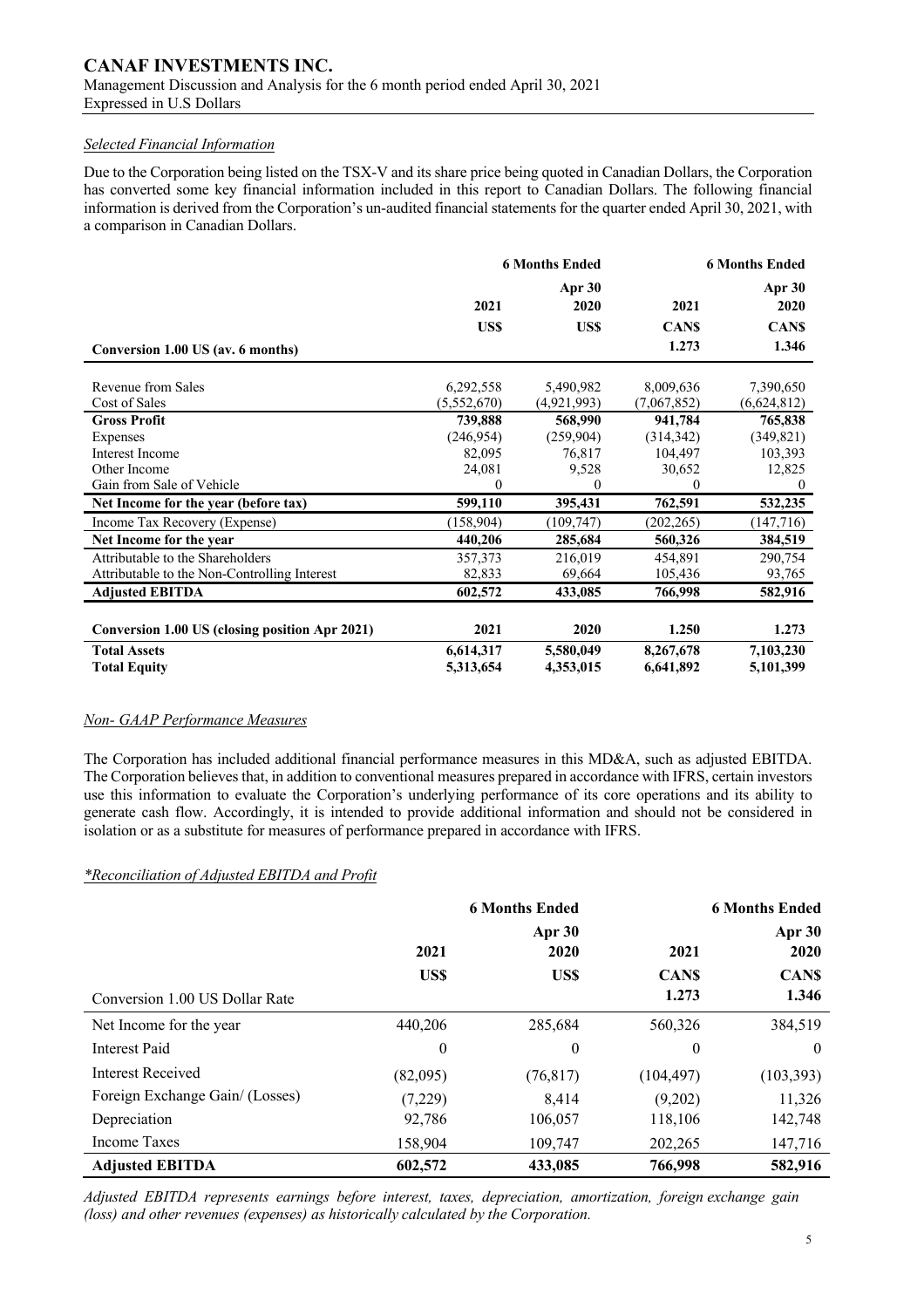### *Selected Financial Information*

Due to the Corporation being listed on the TSX-V and its share price being quoted in Canadian Dollars, the Corporation has converted some key financial information included in this report to Canadian Dollars. The following financial information is derived from the Corporation's un-audited financial statements for the quarter ended April 30, 2021, with a comparison in Canadian Dollars.

| | 6 Months Ended | | 6 Months Ended | |
|---|---|---|---|---|
| | 2021 | Apr 30 2020 | 2021 | Apr 30 2020 |
| | US$ | US$ | CAN$ | CAN$ |
| **Conversion 1.00 US (av. 6 months)** | | | 1.273 | 1.346 |
| Revenue from Sales | 6,292,558 | 5,490,982 | 8,009,636 | 7,390,650 |
| Cost of Sales | (5,552,670) | (4,921,993) | (7,067,852) | (6,624,812) |
| **Gross Profit** | **739,888** | **568,990** | **941,784** | **765,838** |
| Expenses | (246,954) | (259,904) | (314,342) | (349,821) |
| Interest Income | 82,095 | 76,817 | 104,497 | 103,393 |
| Other Income | 24,081 | 9,528 | 30,652 | 12,825 |
| Gain from Sale of Vehicle | 0 | 0 | 0 | 0 |
| **Net Income for the year (before tax)** | **599,110** | **395,431** | **762,591** | **532,235** |
| Income Tax Recovery (Expense) | (158,904) | (109,747) | (202,265) | (147,716) |
| **Net Income for the year** | **440,206** | **285,684** | **560,326** | **384,519** |
| Attributable to the Shareholders | 357,373 | 216,019 | 454,891 | 290,754 |
| Attributable to the Non-Controlling Interest | 82,833 | 69,664 | 105,436 | 93,765 |
| **Adjusted EBITDA** | **602,572** | **433,085** | **766,998** | **582,916** |
| **Conversion 1.00 US (closing position Apr 2021)** | **2021** | **2020** | **1.250** | **1.273** |
| **Total Assets** | **6,614,317** | **5,580,049** | **8,267,678** | **7,103,230** |
| **Total Equity** | **5,313,654** | **4,353,015** | **6,641,892** | **5,101,399** |

### *Non- GAAP Performance Measures*

The Corporation has included additional financial performance measures in this MD&A, such as adjusted EBITDA. The Corporation believes that, in addition to conventional measures prepared in accordance with IFRS, certain investors use this information to evaluate the Corporation's underlying performance of its core operations and its ability to generate cash flow. Accordingly, it is intended to provide additional information and should not be considered in isolation or as a substitute for measures of performance prepared in accordance with IFRS.

### *\*Reconciliation of Adjusted EBITDA and Profit*

| | 6 Months Ended | | 6 Months Ended | |
|---|---|---|---|---|
| | 2021 | Apr 30 2020 | 2021 | Apr 30 2020 |
| | US$ | US$ | CAN$ | CAN$ |
| Conversion 1.00 US Dollar Rate | | | 1.273 | 1.346 |
| Net Income for the year | 440,206 | 285,684 | 560,326 | 384,519 |
| Interest Paid | 0 | 0 | 0 | 0 |
| Interest Received | (82,095) | (76,817) | (104,497) | (103,393) |
| Foreign Exchange Gain/ (Losses) | (7,229) | 8,414 | (9,202) | 11,326 |
| Depreciation | 92,786 | 106,057 | 118,106 | 142,748 |
| Income Taxes | 158,904 | 109,747 | 202,265 | 147,716 |
| **Adjusted EBITDA** | **602,572** | **433,085** | **766,998** | **582,916** |

*Adjusted EBITDA represents earnings before interest, taxes, depreciation, amortization, foreign exchange gain (loss) and other revenues (expenses) as historically calculated by the Corporation.*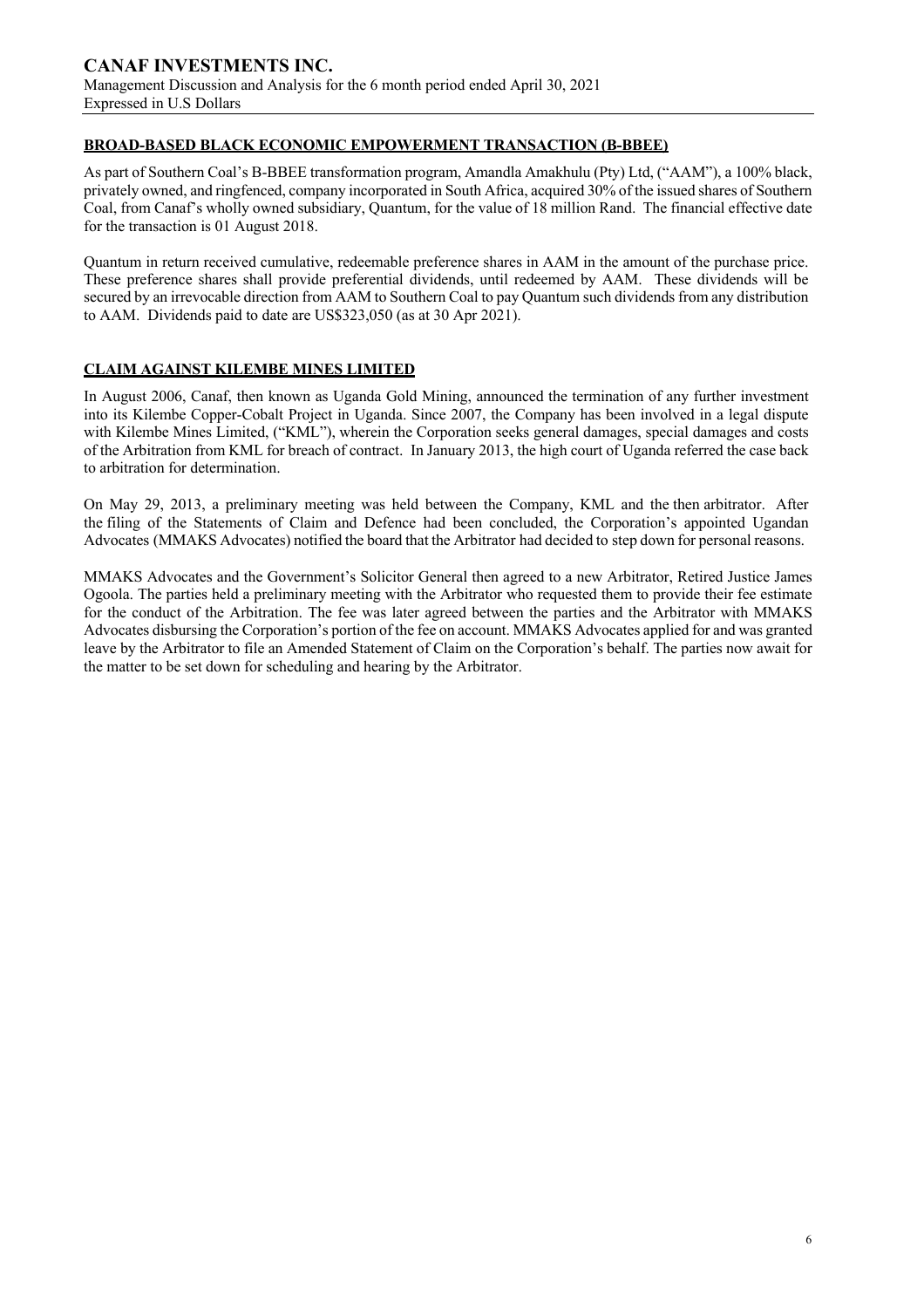## BROAD-BASED BLACK ECONOMIC EMPOWERMENT TRANSACTION (B-BBEE)

As part of Southern Coal's B-BBEE transformation program, Amandla Amakhulu (Pty) Ltd, ("AAM"), a 100% black, privately owned, and ringfenced, company incorporated in South Africa, acquired 30% of the issued shares of Southern Coal, from Canaf's wholly owned subsidiary, Quantum, for the value of 18 million Rand. The financial effective date for the transaction is 01 August 2018.

Quantum in return received cumulative, redeemable preference shares in AAM in the amount of the purchase price. These preference shares shall provide preferential dividends, until redeemed by AAM. These dividends will be secured by an irrevocable direction from AAM to Southern Coal to pay Quantum such dividends from any distribution to AAM. Dividends paid to date are US$323,050 (as at 30 Apr 2021).

## CLAIM AGAINST KILEMBE MINES LIMITED

In August 2006, Canaf, then known as Uganda Gold Mining, announced the termination of any further investment into its Kilembe Copper-Cobalt Project in Uganda. Since 2007, the Company has been involved in a legal dispute with Kilembe Mines Limited, ("KML"), wherein the Corporation seeks general damages, special damages and costs of the Arbitration from KML for breach of contract. In January 2013, the high court of Uganda referred the case back to arbitration for determination.

On May 29, 2013, a preliminary meeting was held between the Company, KML and the then arbitrator. After the filing of the Statements of Claim and Defence had been concluded, the Corporation's appointed Ugandan Advocates (MMAKS Advocates) notified the board that the Arbitrator had decided to step down for personal reasons.

MMAKS Advocates and the Government's Solicitor General then agreed to a new Arbitrator, Retired Justice James Ogoola. The parties held a preliminary meeting with the Arbitrator who requested them to provide their fee estimate for the conduct of the Arbitration. The fee was later agreed between the parties and the Arbitrator with MMAKS Advocates disbursing the Corporation's portion of the fee on account. MMAKS Advocates applied for and was granted leave by the Arbitrator to file an Amended Statement of Claim on the Corporation's behalf. The parties now await for the matter to be set down for scheduling and hearing by the Arbitrator.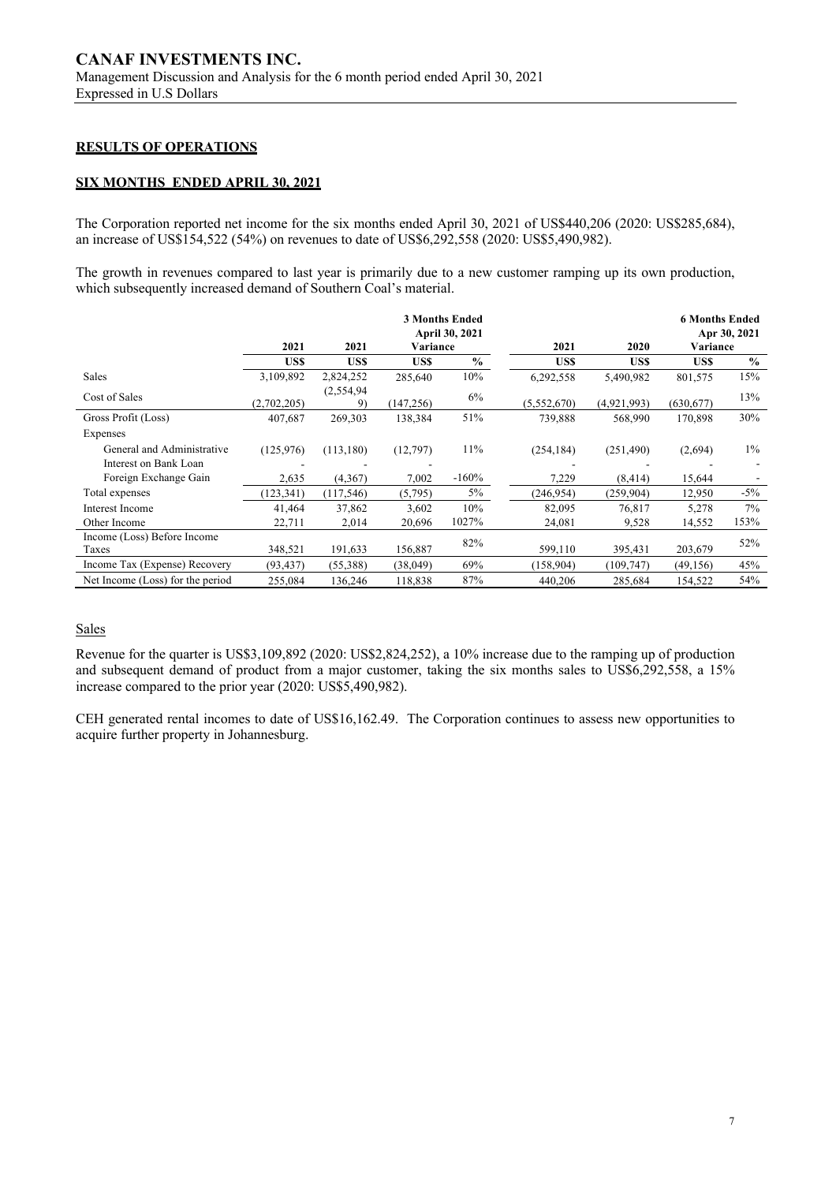## RESULTS OF OPERATIONS

### SIX MONTHS ENDED APRIL 30, 2021

The Corporation reported net income for the six months ended April 30, 2021 of US$440,206 (2020: US$285,684), an increase of US$154,522 (54%) on revenues to date of US$6,292,558 (2020: US$5,490,982).

The growth in revenues compared to last year is primarily due to a new customer ramping up its own production, which subsequently increased demand of Southern Coal's material.

| | | | 3 Months Ended April 30, 2021 | | | | 6 Months Ended Apr 30, 2021 | |
|---|---|---|---|---|---|---|---|---|
| | 2021 | 2021 | Variance | | 2021 | 2020 | Variance | |
| | US$ | US$ | US$ | % | US$ | US$ | US$ | % |
| Sales | 3,109,892 | 2,824,252 | 285,640 | 10% | 6,292,558 | 5,490,982 | 801,575 | 15% |
| Cost of Sales | (2,702,205) | (2,554,949) | (147,256) | 6% | (5,552,670) | (4,921,993) | (630,677) | 13% |
| Gross Profit (Loss) | 407,687 | 269,303 | 138,384 | 51% | 739,888 | 568,990 | 170,898 | 30% |
| Expenses | | | | | | | | |
| General and Administrative | (125,976) | (113,180) | (12,797) | 11% | (254,184) | (251,490) | (2,694) | 1% |
| Interest on Bank Loan | - | - | - | | - | - | - | - |
| Foreign Exchange Gain | 2,635 | (4,367) | 7,002 | -160% | 7,229 | (8,414) | 15,644 | - |
| Total expenses | (123,341) | (117,546) | (5,795) | 5% | (246,954) | (259,904) | 12,950 | -5% |
| Interest Income | 41,464 | 37,862 | 3,602 | 10% | 82,095 | 76,817 | 5,278 | 7% |
| Other Income | 22,711 | 2,014 | 20,696 | 1027% | 24,081 | 9,528 | 14,552 | 153% |
| Income (Loss) Before Income Taxes | 348,521 | 191,633 | 156,887 | 82% | 599,110 | 395,431 | 203,679 | 52% |
| Income Tax (Expense) Recovery | (93,437) | (55,388) | (38,049) | 69% | (158,904) | (109,747) | (49,156) | 45% |
| Net Income (Loss) for the period | 255,084 | 136,246 | 118,838 | 87% | 440,206 | 285,684 | 154,522 | 54% |

#### Sales

Revenue for the quarter is US$3,109,892 (2020: US$2,824,252), a 10% increase due to the ramping up of production and subsequent demand of product from a major customer, taking the six months sales to US$6,292,558, a 15% increase compared to the prior year (2020: US$5,490,982).

CEH generated rental incomes to date of US$16,162.49. The Corporation continues to assess new opportunities to acquire further property in Johannesburg.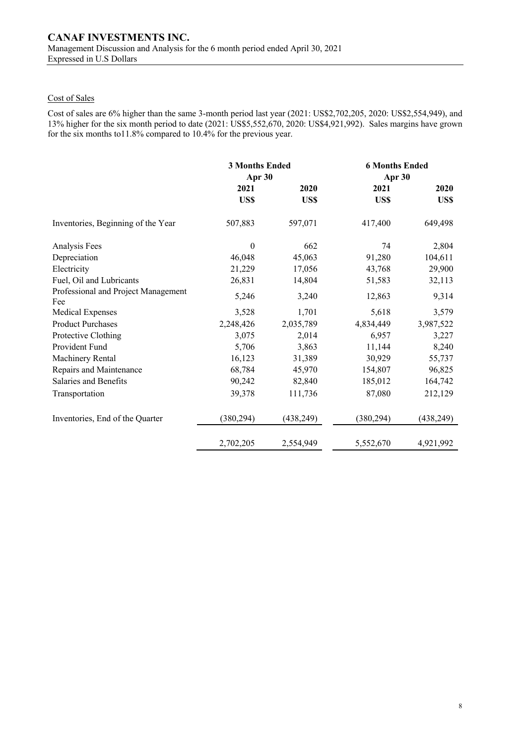Cost of Sales

Cost of sales are 6% higher than the same 3-month period last year (2021: US$2,702,205, 2020: US$2,554,949), and 13% higher for the six month period to date (2021: US$5,552,670, 2020: US$4,921,992). Sales margins have grown for the six months to11.8% compared to 10.4% for the previous year.

| | 3 Months Ended Apr 30 | | 6 Months Ended Apr 30 | |
|---|---|---|---|---|
| | 2021 | 2020 | 2021 | 2020 |
| | US$ | US$ | US$ | US$ |
| Inventories, Beginning of the Year | 507,883 | 597,071 | 417,400 | 649,498 |
| Analysis Fees | 0 | 662 | 74 | 2,804 |
| Depreciation | 46,048 | 45,063 | 91,280 | 104,611 |
| Electricity | 21,229 | 17,056 | 43,768 | 29,900 |
| Fuel, Oil and Lubricants | 26,831 | 14,804 | 51,583 | 32,113 |
| Professional and Project Management Fee | 5,246 | 3,240 | 12,863 | 9,314 |
| Medical Expenses | 3,528 | 1,701 | 5,618 | 3,579 |
| Product Purchases | 2,248,426 | 2,035,789 | 4,834,449 | 3,987,522 |
| Protective Clothing | 3,075 | 2,014 | 6,957 | 3,227 |
| Provident Fund | 5,706 | 3,863 | 11,144 | 8,240 |
| Machinery Rental | 16,123 | 31,389 | 30,929 | 55,737 |
| Repairs and Maintenance | 68,784 | 45,970 | 154,807 | 96,825 |
| Salaries and Benefits | 90,242 | 82,840 | 185,012 | 164,742 |
| Transportation | 39,378 | 111,736 | 87,080 | 212,129 |
| Inventories, End of the Quarter | (380,294) | (438,249) | (380,294) | (438,249) |
| | 2,702,205 | 2,554,949 | 5,552,670 | 4,921,992 |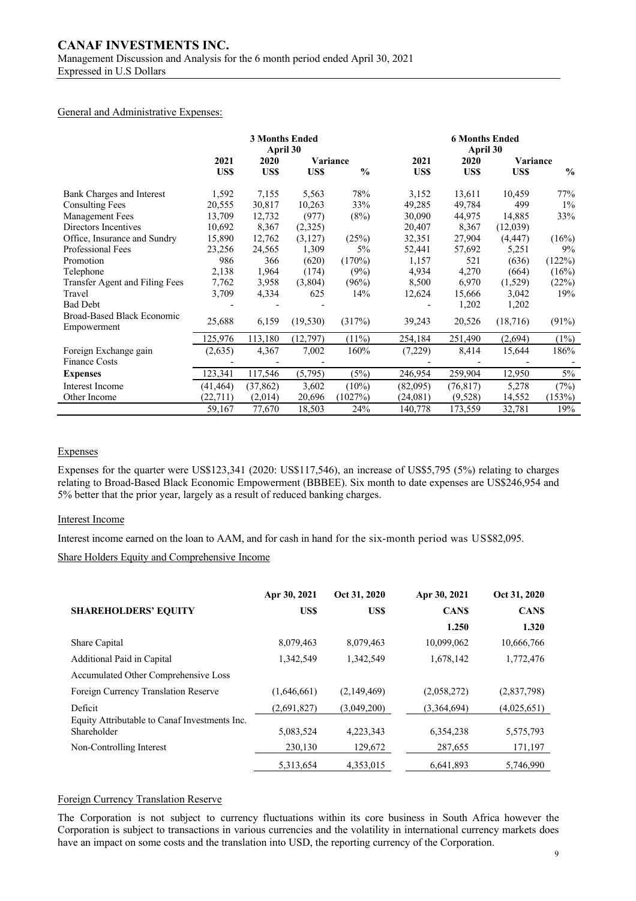General and Administrative Expenses:

| | 3 Months Ended April 30 | | | | 6 Months Ended April 30 | | | |
|---|---|---|---|---|---|---|---|---|
| | 2021 | 2020 | Variance | | 2021 | 2020 | Variance | |
| | US$ | US$ | US$ | % | US$ | US$ | US$ | % |
| Bank Charges and Interest | 1,592 | 7,155 | 5,563 | 78% | 3,152 | 13,611 | 10,459 | 77% |
| Consulting Fees | 20,555 | 30,817 | 10,263 | 33% | 49,285 | 49,784 | 499 | 1% |
| Management Fees | 13,709 | 12,732 | (977) | (8%) | 30,090 | 44,975 | 14,885 | 33% |
| Directors Incentives | 10,692 | 8,367 | (2,325) | | 20,407 | 8,367 | (12,039) | |
| Office, Insurance and Sundry | 15,890 | 12,762 | (3,127) | (25%) | 32,351 | 27,904 | (4,447) | (16%) |
| Professional Fees | 23,256 | 24,565 | 1,309 | 5% | 52,441 | 57,692 | 5,251 | 9% |
| Promotion | 986 | 366 | (620) | (170%) | 1,157 | 521 | (636) | (122%) |
| Telephone | 2,138 | 1,964 | (174) | (9%) | 4,934 | 4,270 | (664) | (16%) |
| Transfer Agent and Filing Fees | 7,762 | 3,958 | (3,804) | (96%) | 8,500 | 6,970 | (1,529) | (22%) |
| Travel | 3,709 | 4,334 | 625 | 14% | 12,624 | 15,666 | 3,042 | 19% |
| Bad Debt | - | - | - | | - | 1,202 | 1,202 | |
| Broad-Based Black Economic Empowerment | 25,688 | 6,159 | (19,530) | (317%) | 39,243 | 20,526 | (18,716) | (91%) |
| | 125,976 | 113,180 | (12,797) | (11%) | 254,184 | 251,490 | (2,694) | (1%) |
| Foreign Exchange gain | (2,635) | 4,367 | 7,002 | 160% | (7,229) | 8,414 | 15,644 | 186% |
| Finance Costs | - | - | - | | - | - | - | - |
| **Expenses** | 123,341 | 117,546 | (5,795) | (5%) | 246,954 | 259,904 | 12,950 | 5% |
| Interest Income | (41,464) | (37,862) | 3,602 | (10%) | (82,095) | (76,817) | 5,278 | (7%) |
| Other Income | (22,711) | (2,014) | 20,696 | (1027%) | (24,081) | (9,528) | 14,552 | (153%) |
| | 59,167 | 77,670 | 18,503 | 24% | 140,778 | 173,559 | 32,781 | 19% |

Expenses

Expenses for the quarter were US$123,341 (2020: US$117,546), an increase of US$5,795 (5%) relating to charges relating to Broad-Based Black Economic Empowerment (BBBEE). Six month to date expenses are US$246,954 and 5% better that the prior year, largely as a result of reduced banking charges.

Interest Income

Interest income earned on the loan to AAM, and for cash in hand for the six-month period was US$82,095.

Share Holders Equity and Comprehensive Income

| **SHAREHOLDERS' EQUITY** | Apr 30, 2021 US$ | Oct 31, 2020 US$ | Apr 30, 2021 CAN$ | Oct 31, 2020 CAN$ |
|---|---|---|---|---|
| | | | 1.250 | 1.320 |
| Share Capital | 8,079,463 | 8,079,463 | 10,099,062 | 10,666,766 |
| Additional Paid in Capital | 1,342,549 | 1,342,549 | 1,678,142 | 1,772,476 |
| Accumulated Other Comprehensive Loss | | | | |
| Foreign Currency Translation Reserve | (1,646,661) | (2,149,469) | (2,058,272) | (2,837,798) |
| Deficit | (2,691,827) | (3,049,200) | (3,364,694) | (4,025,651) |
| Equity Attributable to Canaf Investments Inc. Shareholder | 5,083,524 | 4,223,343 | 6,354,238 | 5,575,793 |
| Non-Controlling Interest | 230,130 | 129,672 | 287,655 | 171,197 |
| | 5,313,654 | 4,353,015 | 6,641,893 | 5,746,990 |

Foreign Currency Translation Reserve

The Corporation is not subject to currency fluctuations within its core business in South Africa however the Corporation is subject to transactions in various currencies and the volatility in international currency markets does have an impact on some costs and the translation into USD, the reporting currency of the Corporation.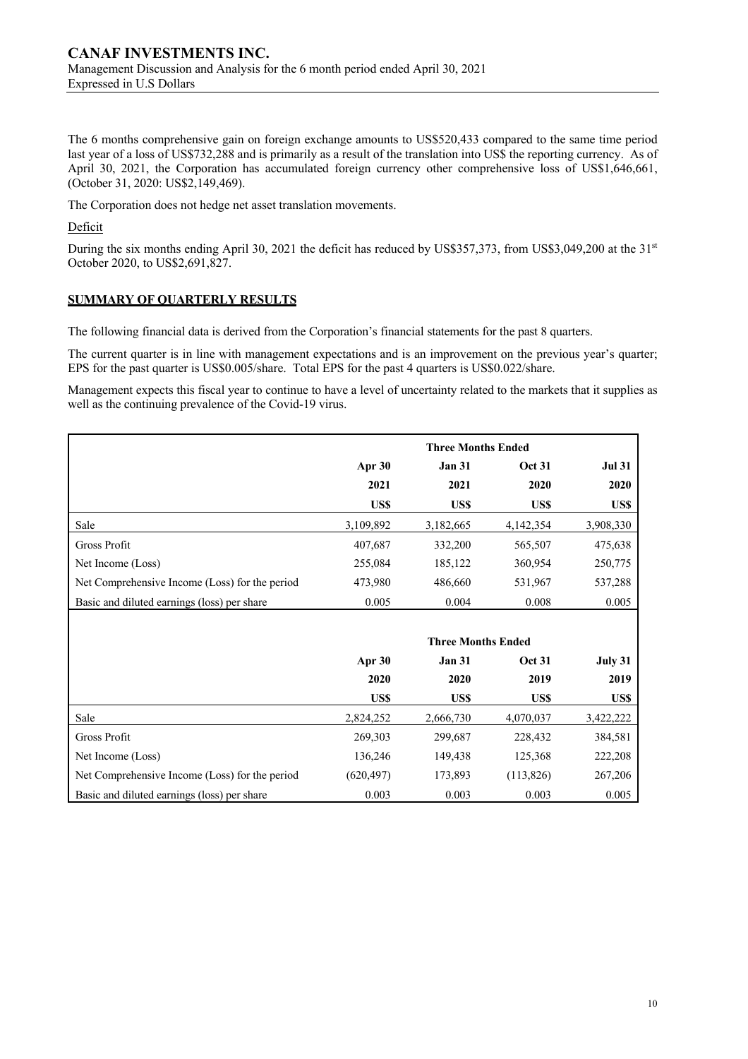The 6 months comprehensive gain on foreign exchange amounts to US$520,433 compared to the same time period last year of a loss of US$732,288 and is primarily as a result of the translation into US$ the reporting currency. As of April 30, 2021, the Corporation has accumulated foreign currency other comprehensive loss of US$1,646,661, (October 31, 2020: US$2,149,469).

The Corporation does not hedge net asset translation movements.

Deficit

During the six months ending April 30, 2021 the deficit has reduced by US$357,373, from US$3,049,200 at the 31st October 2020, to US$2,691,827.

## SUMMARY OF QUARTERLY RESULTS

The following financial data is derived from the Corporation's financial statements for the past 8 quarters.

The current quarter is in line with management expectations and is an improvement on the previous year's quarter; EPS for the past quarter is US$0.005/share. Total EPS for the past 4 quarters is US$0.022/share.

Management expects this fiscal year to continue to have a level of uncertainty related to the markets that it supplies as well as the continuing prevalence of the Covid-19 virus.

| | Three Months Ended | | | |
|---|---|---|---|---|
| | Apr 30 | Jan 31 | Oct 31 | Jul 31 |
| | 2021 | 2021 | 2020 | 2020 |
| | US$ | US$ | US$ | US$ |
| Sale | 3,109,892 | 3,182,665 | 4,142,354 | 3,908,330 |
| Gross Profit | 407,687 | 332,200 | 565,507 | 475,638 |
| Net Income (Loss) | 255,084 | 185,122 | 360,954 | 250,775 |
| Net Comprehensive Income (Loss) for the period | 473,980 | 486,660 | 531,967 | 537,288 |
| Basic and diluted earnings (loss) per share | 0.005 | 0.004 | 0.008 | 0.005 |

| | Three Months Ended | | | |
|---|---|---|---|---|
| | Apr 30 | Jan 31 | Oct 31 | July 31 |
| | 2020 | 2020 | 2019 | 2019 |
| | US$ | US$ | US$ | US$ |
| Sale | 2,824,252 | 2,666,730 | 4,070,037 | 3,422,222 |
| Gross Profit | 269,303 | 299,687 | 228,432 | 384,581 |
| Net Income (Loss) | 136,246 | 149,438 | 125,368 | 222,208 |
| Net Comprehensive Income (Loss) for the period | (620,497) | 173,893 | (113,826) | 267,206 |
| Basic and diluted earnings (loss) per share | 0.003 | 0.003 | 0.003 | 0.005 |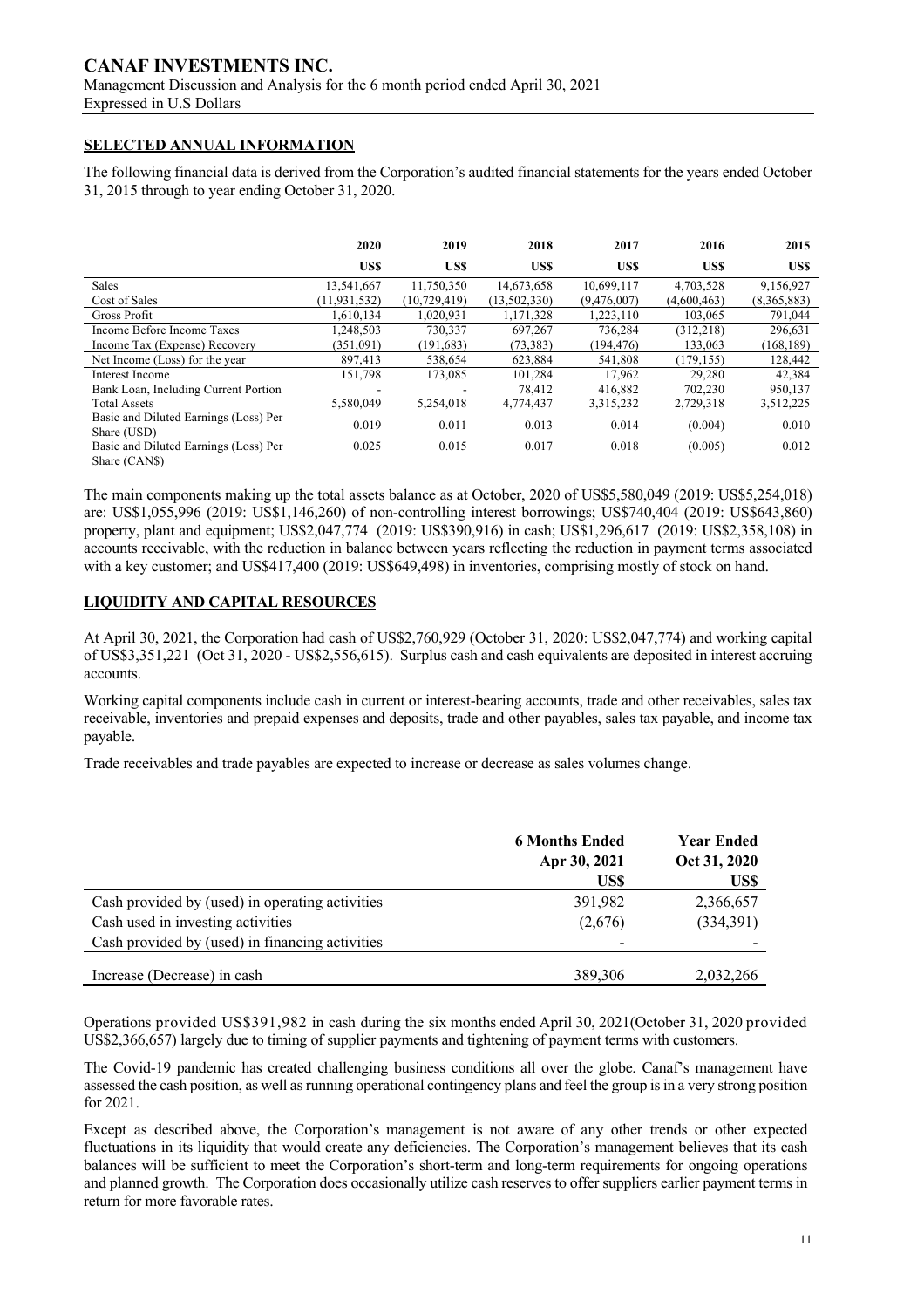## SELECTED ANNUAL INFORMATION

The following financial data is derived from the Corporation's audited financial statements for the years ended October 31, 2015 through to year ending October 31, 2020.

| | 2020 | 2019 | 2018 | 2017 | 2016 | 2015 |
|---|---|---|---|---|---|---|
| | US$ | US$ | US$ | US$ | US$ | US$ |
| Sales | 13,541,667 | 11,750,350 | 14,673,658 | 10,699,117 | 4,703,528 | 9,156,927 |
| Cost of Sales | (11,931,532) | (10,729,419) | (13,502,330) | (9,476,007) | (4,600,463) | (8,365,883) |
| Gross Profit | 1,610,134 | 1,020,931 | 1,171,328 | 1,223,110 | 103,065 | 791,044 |
| Income Before Income Taxes | 1,248,503 | 730,337 | 697,267 | 736,284 | (312,218) | 296,631 |
| Income Tax (Expense) Recovery | (351,091) | (191,683) | (73,383) | (194,476) | 133,063 | (168,189) |
| Net Income (Loss) for the year | 897,413 | 538,654 | 623,884 | 541,808 | (179,155) | 128,442 |
| Interest Income | 151,798 | 173,085 | 101,284 | 17,962 | 29,280 | 42,384 |
| Bank Loan, Including Current Portion | - | - | 78,412 | 416,882 | 702,230 | 950,137 |
| Total Assets | 5,580,049 | 5,254,018 | 4,774,437 | 3,315,232 | 2,729,318 | 3,512,225 |
| Basic and Diluted Earnings (Loss) Per Share (USD) | 0.019 | 0.011 | 0.013 | 0.014 | (0.004) | 0.010 |
| Basic and Diluted Earnings (Loss) Per Share (CAN$) | 0.025 | 0.015 | 0.017 | 0.018 | (0.005) | 0.012 |

The main components making up the total assets balance as at October, 2020 of US$5,580,049 (2019: US$5,254,018) are: US$1,055,996 (2019: US$1,146,260) of non-controlling interest borrowings; US$740,404 (2019: US$643,860) property, plant and equipment; US$2,047,774 (2019: US$390,916) in cash; US$1,296,617 (2019: US$2,358,108) in accounts receivable, with the reduction in balance between years reflecting the reduction in payment terms associated with a key customer; and US$417,400 (2019: US$649,498) in inventories, comprising mostly of stock on hand.

## LIQUIDITY AND CAPITAL RESOURCES

At April 30, 2021, the Corporation had cash of US$2,760,929 (October 31, 2020: US$2,047,774) and working capital of US$3,351,221 (Oct 31, 2020 - US$2,556,615). Surplus cash and cash equivalents are deposited in interest accruing accounts.

Working capital components include cash in current or interest-bearing accounts, trade and other receivables, sales tax receivable, inventories and prepaid expenses and deposits, trade and other payables, sales tax payable, and income tax payable.

Trade receivables and trade payables are expected to increase or decrease as sales volumes change.

| | 6 Months Ended Apr 30, 2021 | Year Ended Oct 31, 2020 |
|---|---|---|
| | US$ | US$ |
| Cash provided by (used) in operating activities | 391,982 | 2,366,657 |
| Cash used in investing activities | (2,676) | (334,391) |
| Cash provided by (used) in financing activities | - | - |
| Increase (Decrease) in cash | 389,306 | 2,032,266 |

Operations provided US$391,982 in cash during the six months ended April 30, 2021(October 31, 2020 provided US$2,366,657) largely due to timing of supplier payments and tightening of payment terms with customers.

The Covid-19 pandemic has created challenging business conditions all over the globe. Canaf's management have assessed the cash position, as well as running operational contingency plans and feel the group is in a very strong position for 2021.

Except as described above, the Corporation's management is not aware of any other trends or other expected fluctuations in its liquidity that would create any deficiencies. The Corporation's management believes that its cash balances will be sufficient to meet the Corporation's short-term and long-term requirements for ongoing operations and planned growth. The Corporation does occasionally utilize cash reserves to offer suppliers earlier payment terms in return for more favorable rates.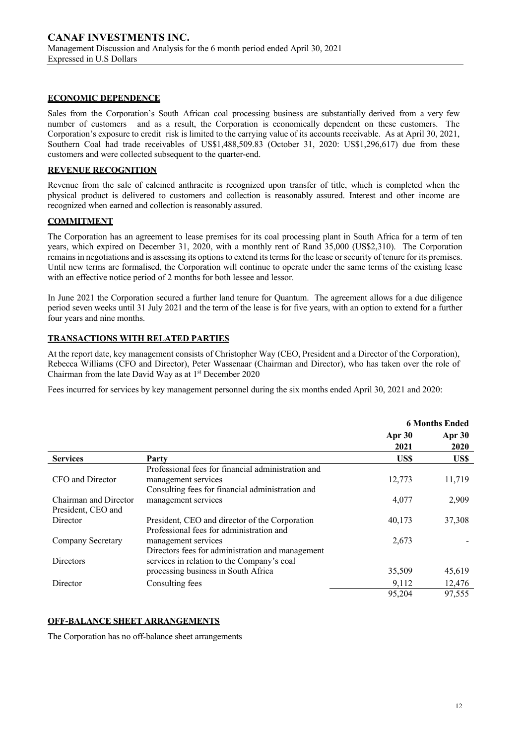## ECONOMIC DEPENDENCE

Sales from the Corporation's South African coal processing business are substantially derived from a very few number of customers and as a result, the Corporation is economically dependent on these customers. The Corporation's exposure to credit risk is limited to the carrying value of its accounts receivable. As at April 30, 2021, Southern Coal had trade receivables of US$1,488,509.83 (October 31, 2020: US$1,296,617) due from these customers and were collected subsequent to the quarter-end.

## REVENUE RECOGNITION

Revenue from the sale of calcined anthracite is recognized upon transfer of title, which is completed when the physical product is delivered to customers and collection is reasonably assured. Interest and other income are recognized when earned and collection is reasonably assured.

## COMMITMENT

The Corporation has an agreement to lease premises for its coal processing plant in South Africa for a term of ten years, which expired on December 31, 2020, with a monthly rent of Rand 35,000 (US$2,310). The Corporation remains in negotiations and is assessing its options to extend its terms for the lease or security of tenure for its premises. Until new terms are formalised, the Corporation will continue to operate under the same terms of the existing lease with an effective notice period of 2 months for both lessee and lessor.

In June 2021 the Corporation secured a further land tenure for Quantum. The agreement allows for a due diligence period seven weeks until 31 July 2021 and the term of the lease is for five years, with an option to extend for a further four years and nine months.

## TRANSACTIONS WITH RELATED PARTIES

At the report date, key management consists of Christopher Way (CEO, President and a Director of the Corporation), Rebecca Williams (CFO and Director), Peter Wassenaar (Chairman and Director), who has taken over the role of Chairman from the late David Way as at 1st December 2020

Fees incurred for services by key management personnel during the six months ended April 30, 2021 and 2020:

| | | 6 Months Ended | |
|---|---|---|---|
| | | Apr 30 2021 | Apr 30 2020 |
| **Services** | **Party** | **US$** | **US$** |
| CFO and Director | Professional fees for financial administration and management services | 12,773 | 11,719 |
| Chairman and Director | Consulting fees for financial administration and management services | 4,077 | 2,909 |
| President, CEO and Director | President, CEO and director of the Corporation | 40,173 | 37,308 |
| Company Secretary | Professional fees for administration and management services | 2,673 | - |
| Directors | Directors fees for administration and management services in relation to the Company's coal processing business in South Africa | 35,509 | 45,619 |
| Director | Consulting fees | 9,112 | 12,476 |
| | | 95,204 | 97,555 |

## OFF-BALANCE SHEET ARRANGEMENTS

The Corporation has no off-balance sheet arrangements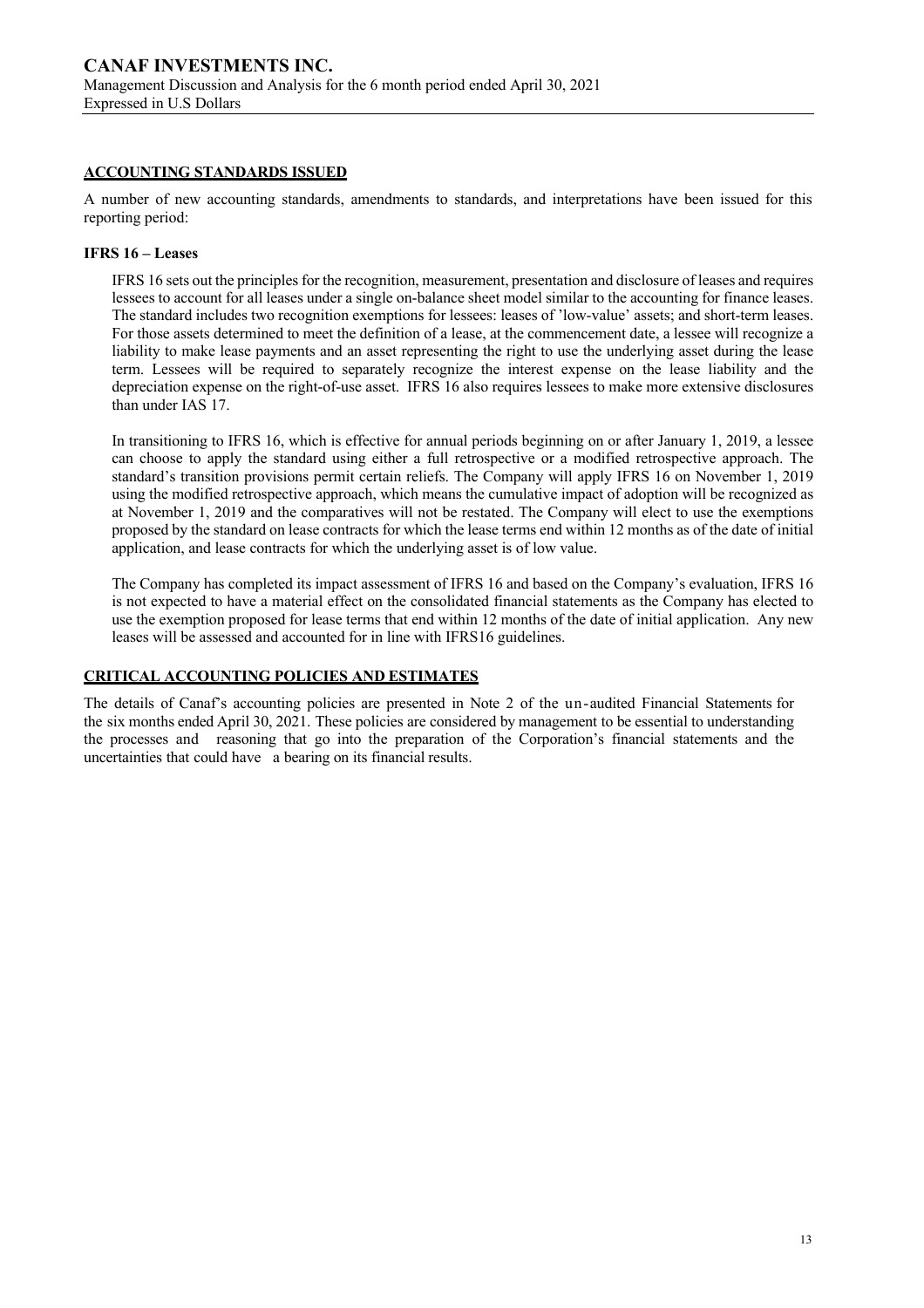## ACCOUNTING STANDARDS ISSUED

A number of new accounting standards, amendments to standards, and interpretations have been issued for this reporting period:

### IFRS 16 – Leases

IFRS 16 sets out the principles for the recognition, measurement, presentation and disclosure of leases and requires lessees to account for all leases under a single on-balance sheet model similar to the accounting for finance leases. The standard includes two recognition exemptions for lessees: leases of 'low-value' assets; and short-term leases. For those assets determined to meet the definition of a lease, at the commencement date, a lessee will recognize a liability to make lease payments and an asset representing the right to use the underlying asset during the lease term. Lessees will be required to separately recognize the interest expense on the lease liability and the depreciation expense on the right-of-use asset. IFRS 16 also requires lessees to make more extensive disclosures than under IAS 17.

In transitioning to IFRS 16, which is effective for annual periods beginning on or after January 1, 2019, a lessee can choose to apply the standard using either a full retrospective or a modified retrospective approach. The standard's transition provisions permit certain reliefs. The Company will apply IFRS 16 on November 1, 2019 using the modified retrospective approach, which means the cumulative impact of adoption will be recognized as at November 1, 2019 and the comparatives will not be restated. The Company will elect to use the exemptions proposed by the standard on lease contracts for which the lease terms end within 12 months as of the date of initial application, and lease contracts for which the underlying asset is of low value.

The Company has completed its impact assessment of IFRS 16 and based on the Company's evaluation, IFRS 16 is not expected to have a material effect on the consolidated financial statements as the Company has elected to use the exemption proposed for lease terms that end within 12 months of the date of initial application. Any new leases will be assessed and accounted for in line with IFRS16 guidelines.

## CRITICAL ACCOUNTING POLICIES AND ESTIMATES

The details of Canaf's accounting policies are presented in Note 2 of the un-audited Financial Statements for the six months ended April 30, 2021. These policies are considered by management to be essential to understanding the processes and reasoning that go into the preparation of the Corporation's financial statements and the uncertainties that could have a bearing on its financial results.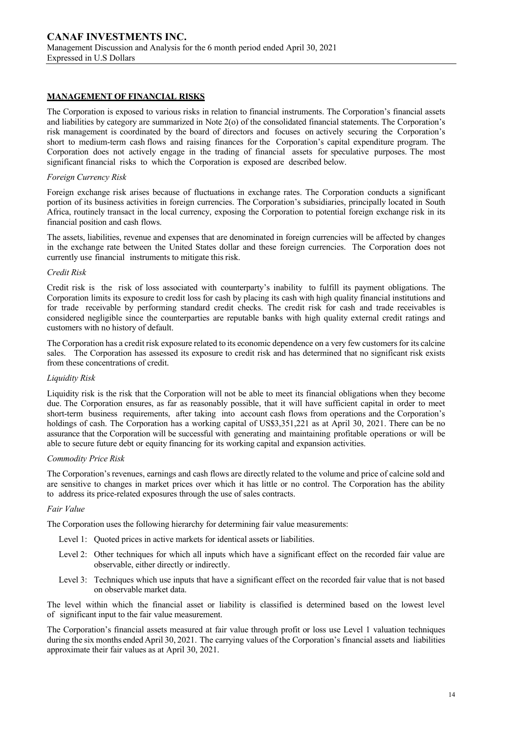## MANAGEMENT OF FINANCIAL RISKS

The Corporation is exposed to various risks in relation to financial instruments. The Corporation's financial assets and liabilities by category are summarized in Note 2(o) of the consolidated financial statements. The Corporation's risk management is coordinated by the board of directors and focuses on actively securing the Corporation's short to medium-term cash flows and raising finances for the Corporation's capital expenditure program. The Corporation does not actively engage in the trading of financial assets for speculative purposes. The most significant financial risks to which the Corporation is exposed are described below.

*Foreign Currency Risk*

Foreign exchange risk arises because of fluctuations in exchange rates. The Corporation conducts a significant portion of its business activities in foreign currencies. The Corporation's subsidiaries, principally located in South Africa, routinely transact in the local currency, exposing the Corporation to potential foreign exchange risk in its financial position and cash flows.

The assets, liabilities, revenue and expenses that are denominated in foreign currencies will be affected by changes in the exchange rate between the United States dollar and these foreign currencies. The Corporation does not currently use financial instruments to mitigate this risk.

*Credit Risk*

Credit risk is the risk of loss associated with counterparty's inability to fulfill its payment obligations. The Corporation limits its exposure to credit loss for cash by placing its cash with high quality financial institutions and for trade receivable by performing standard credit checks. The credit risk for cash and trade receivables is considered negligible since the counterparties are reputable banks with high quality external credit ratings and customers with no history of default.

The Corporation has a credit risk exposure related to its economic dependence on a very few customers for its calcine sales. The Corporation has assessed its exposure to credit risk and has determined that no significant risk exists from these concentrations of credit.

*Liquidity Risk*

Liquidity risk is the risk that the Corporation will not be able to meet its financial obligations when they become due. The Corporation ensures, as far as reasonably possible, that it will have sufficient capital in order to meet short-term business requirements, after taking into account cash flows from operations and the Corporation's holdings of cash. The Corporation has a working capital of US$3,351,221 as at April 30, 2021. There can be no assurance that the Corporation will be successful with generating and maintaining profitable operations or will be able to secure future debt or equity financing for its working capital and expansion activities.

*Commodity Price Risk*

The Corporation's revenues, earnings and cash flows are directly related to the volume and price of calcine sold and are sensitive to changes in market prices over which it has little or no control. The Corporation has the ability to address its price-related exposures through the use of sales contracts.

*Fair Value*

The Corporation uses the following hierarchy for determining fair value measurements:

- Level 1: Quoted prices in active markets for identical assets or liabilities.
- Level 2: Other techniques for which all inputs which have a significant effect on the recorded fair value are observable, either directly or indirectly.
- Level 3: Techniques which use inputs that have a significant effect on the recorded fair value that is not based on observable market data.

The level within which the financial asset or liability is classified is determined based on the lowest level of significant input to the fair value measurement.

The Corporation's financial assets measured at fair value through profit or loss use Level 1 valuation techniques during the six months ended April 30, 2021. The carrying values of the Corporation's financial assets and liabilities approximate their fair values as at April 30, 2021.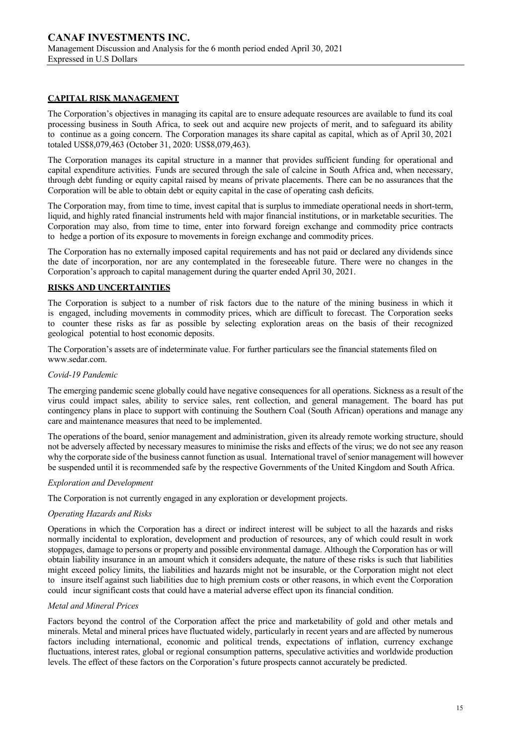## CAPITAL RISK MANAGEMENT

The Corporation's objectives in managing its capital are to ensure adequate resources are available to fund its coal processing business in South Africa, to seek out and acquire new projects of merit, and to safeguard its ability to continue as a going concern. The Corporation manages its share capital as capital, which as of April 30, 2021 totaled US$8,079,463 (October 31, 2020: US$8,079,463).

The Corporation manages its capital structure in a manner that provides sufficient funding for operational and capital expenditure activities. Funds are secured through the sale of calcine in South Africa and, when necessary, through debt funding or equity capital raised by means of private placements. There can be no assurances that the Corporation will be able to obtain debt or equity capital in the case of operating cash deficits.

The Corporation may, from time to time, invest capital that is surplus to immediate operational needs in short-term, liquid, and highly rated financial instruments held with major financial institutions, or in marketable securities. The Corporation may also, from time to time, enter into forward foreign exchange and commodity price contracts to hedge a portion of its exposure to movements in foreign exchange and commodity prices.

The Corporation has no externally imposed capital requirements and has not paid or declared any dividends since the date of incorporation, nor are any contemplated in the foreseeable future. There were no changes in the Corporation's approach to capital management during the quarter ended April 30, 2021.

## RISKS AND UNCERTAINTIES

The Corporation is subject to a number of risk factors due to the nature of the mining business in which it is engaged, including movements in commodity prices, which are difficult to forecast. The Corporation seeks to counter these risks as far as possible by selecting exploration areas on the basis of their recognized geological potential to host economic deposits.

The Corporation's assets are of indeterminate value. For further particulars see the financial statements filed on www.sedar.com.

### *Covid-19 Pandemic*

The emerging pandemic scene globally could have negative consequences for all operations. Sickness as a result of the virus could impact sales, ability to service sales, rent collection, and general management. The board has put contingency plans in place to support with continuing the Southern Coal (South African) operations and manage any care and maintenance measures that need to be implemented.

The operations of the board, senior management and administration, given its already remote working structure, should not be adversely affected by necessary measures to minimise the risks and effects of the virus; we do not see any reason why the corporate side of the business cannot function as usual. International travel of senior management will however be suspended until it is recommended safe by the respective Governments of the United Kingdom and South Africa.

### *Exploration and Development*

The Corporation is not currently engaged in any exploration or development projects.

### *Operating Hazards and Risks*

Operations in which the Corporation has a direct or indirect interest will be subject to all the hazards and risks normally incidental to exploration, development and production of resources, any of which could result in work stoppages, damage to persons or property and possible environmental damage. Although the Corporation has or will obtain liability insurance in an amount which it considers adequate, the nature of these risks is such that liabilities might exceed policy limits, the liabilities and hazards might not be insurable, or the Corporation might not elect to insure itself against such liabilities due to high premium costs or other reasons, in which event the Corporation could incur significant costs that could have a material adverse effect upon its financial condition.

### *Metal and Mineral Prices*

Factors beyond the control of the Corporation affect the price and marketability of gold and other metals and minerals. Metal and mineral prices have fluctuated widely, particularly in recent years and are affected by numerous factors including international, economic and political trends, expectations of inflation, currency exchange fluctuations, interest rates, global or regional consumption patterns, speculative activities and worldwide production levels. The effect of these factors on the Corporation's future prospects cannot accurately be predicted.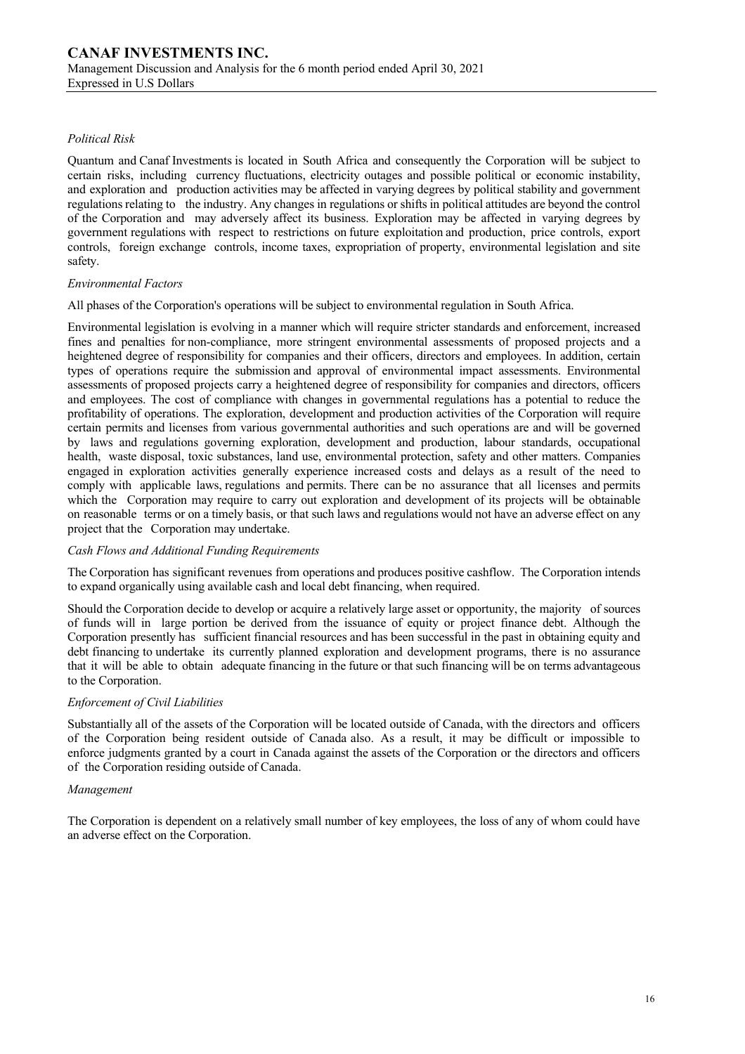*Political Risk*

Quantum and Canaf Investments is located in South Africa and consequently the Corporation will be subject to certain risks, including currency fluctuations, electricity outages and possible political or economic instability, and exploration and production activities may be affected in varying degrees by political stability and government regulations relating to the industry. Any changes in regulations or shifts in political attitudes are beyond the control of the Corporation and may adversely affect its business. Exploration may be affected in varying degrees by government regulations with respect to restrictions on future exploitation and production, price controls, export controls, foreign exchange controls, income taxes, expropriation of property, environmental legislation and site safety.

*Environmental Factors*

All phases of the Corporation's operations will be subject to environmental regulation in South Africa.

Environmental legislation is evolving in a manner which will require stricter standards and enforcement, increased fines and penalties for non-compliance, more stringent environmental assessments of proposed projects and a heightened degree of responsibility for companies and their officers, directors and employees. In addition, certain types of operations require the submission and approval of environmental impact assessments. Environmental assessments of proposed projects carry a heightened degree of responsibility for companies and directors, officers and employees. The cost of compliance with changes in governmental regulations has a potential to reduce the profitability of operations. The exploration, development and production activities of the Corporation will require certain permits and licenses from various governmental authorities and such operations are and will be governed by laws and regulations governing exploration, development and production, labour standards, occupational health, waste disposal, toxic substances, land use, environmental protection, safety and other matters. Companies engaged in exploration activities generally experience increased costs and delays as a result of the need to comply with applicable laws, regulations and permits. There can be no assurance that all licenses and permits which the Corporation may require to carry out exploration and development of its projects will be obtainable on reasonable terms or on a timely basis, or that such laws and regulations would not have an adverse effect on any project that the Corporation may undertake.

*Cash Flows and Additional Funding Requirements*

The Corporation has significant revenues from operations and produces positive cashflow. The Corporation intends to expand organically using available cash and local debt financing, when required.

Should the Corporation decide to develop or acquire a relatively large asset or opportunity, the majority of sources of funds will in large portion be derived from the issuance of equity or project finance debt. Although the Corporation presently has sufficient financial resources and has been successful in the past in obtaining equity and debt financing to undertake its currently planned exploration and development programs, there is no assurance that it will be able to obtain adequate financing in the future or that such financing will be on terms advantageous to the Corporation.

*Enforcement of Civil Liabilities*

Substantially all of the assets of the Corporation will be located outside of Canada, with the directors and officers of the Corporation being resident outside of Canada also. As a result, it may be difficult or impossible to enforce judgments granted by a court in Canada against the assets of the Corporation or the directors and officers of the Corporation residing outside of Canada.

*Management*

The Corporation is dependent on a relatively small number of key employees, the loss of any of whom could have an adverse effect on the Corporation.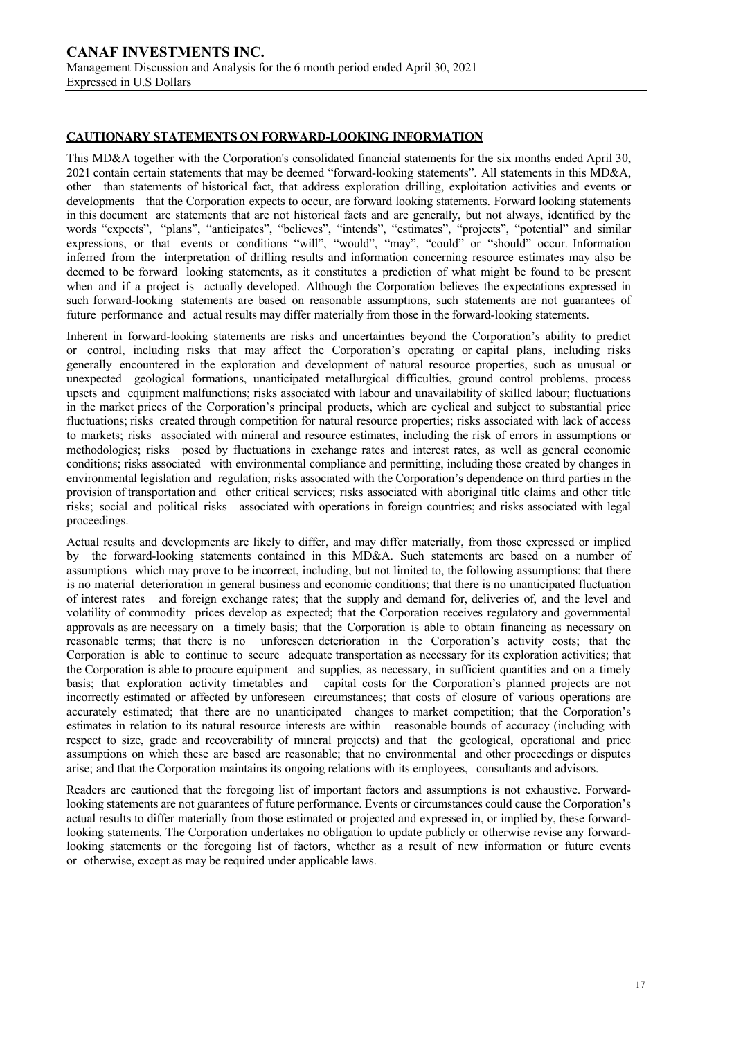## CAUTIONARY STATEMENTS ON FORWARD-LOOKING INFORMATION

This MD&A together with the Corporation's consolidated financial statements for the six months ended April 30, 2021 contain certain statements that may be deemed "forward-looking statements". All statements in this MD&A, other than statements of historical fact, that address exploration drilling, exploitation activities and events or developments that the Corporation expects to occur, are forward looking statements. Forward looking statements in this document are statements that are not historical facts and are generally, but not always, identified by the words "expects", "plans", "anticipates", "believes", "intends", "estimates", "projects", "potential" and similar expressions, or that events or conditions "will", "would", "may", "could" or "should" occur. Information inferred from the interpretation of drilling results and information concerning resource estimates may also be deemed to be forward looking statements, as it constitutes a prediction of what might be found to be present when and if a project is actually developed. Although the Corporation believes the expectations expressed in such forward-looking statements are based on reasonable assumptions, such statements are not guarantees of future performance and actual results may differ materially from those in the forward-looking statements.

Inherent in forward-looking statements are risks and uncertainties beyond the Corporation's ability to predict or control, including risks that may affect the Corporation's operating or capital plans, including risks generally encountered in the exploration and development of natural resource properties, such as unusual or unexpected geological formations, unanticipated metallurgical difficulties, ground control problems, process upsets and equipment malfunctions; risks associated with labour and unavailability of skilled labour; fluctuations in the market prices of the Corporation's principal products, which are cyclical and subject to substantial price fluctuations; risks created through competition for natural resource properties; risks associated with lack of access to markets; risks associated with mineral and resource estimates, including the risk of errors in assumptions or methodologies; risks posed by fluctuations in exchange rates and interest rates, as well as general economic conditions; risks associated with environmental compliance and permitting, including those created by changes in environmental legislation and regulation; risks associated with the Corporation's dependence on third parties in the provision of transportation and other critical services; risks associated with aboriginal title claims and other title risks; social and political risks associated with operations in foreign countries; and risks associated with legal proceedings.

Actual results and developments are likely to differ, and may differ materially, from those expressed or implied by the forward-looking statements contained in this MD&A. Such statements are based on a number of assumptions which may prove to be incorrect, including, but not limited to, the following assumptions: that there is no material deterioration in general business and economic conditions; that there is no unanticipated fluctuation of interest rates and foreign exchange rates; that the supply and demand for, deliveries of, and the level and volatility of commodity prices develop as expected; that the Corporation receives regulatory and governmental approvals as are necessary on a timely basis; that the Corporation is able to obtain financing as necessary on reasonable terms; that there is no unforeseen deterioration in the Corporation's activity costs; that the Corporation is able to continue to secure adequate transportation as necessary for its exploration activities; that the Corporation is able to procure equipment and supplies, as necessary, in sufficient quantities and on a timely basis; that exploration activity timetables and capital costs for the Corporation's planned projects are not incorrectly estimated or affected by unforeseen circumstances; that costs of closure of various operations are accurately estimated; that there are no unanticipated changes to market competition; that the Corporation's estimates in relation to its natural resource interests are within reasonable bounds of accuracy (including with respect to size, grade and recoverability of mineral projects) and that the geological, operational and price assumptions on which these are based are reasonable; that no environmental and other proceedings or disputes arise; and that the Corporation maintains its ongoing relations with its employees, consultants and advisors.

Readers are cautioned that the foregoing list of important factors and assumptions is not exhaustive. Forward-looking statements are not guarantees of future performance. Events or circumstances could cause the Corporation's actual results to differ materially from those estimated or projected and expressed in, or implied by, these forward-looking statements. The Corporation undertakes no obligation to update publicly or otherwise revise any forward-looking statements or the foregoing list of factors, whether as a result of new information or future events or otherwise, except as may be required under applicable laws.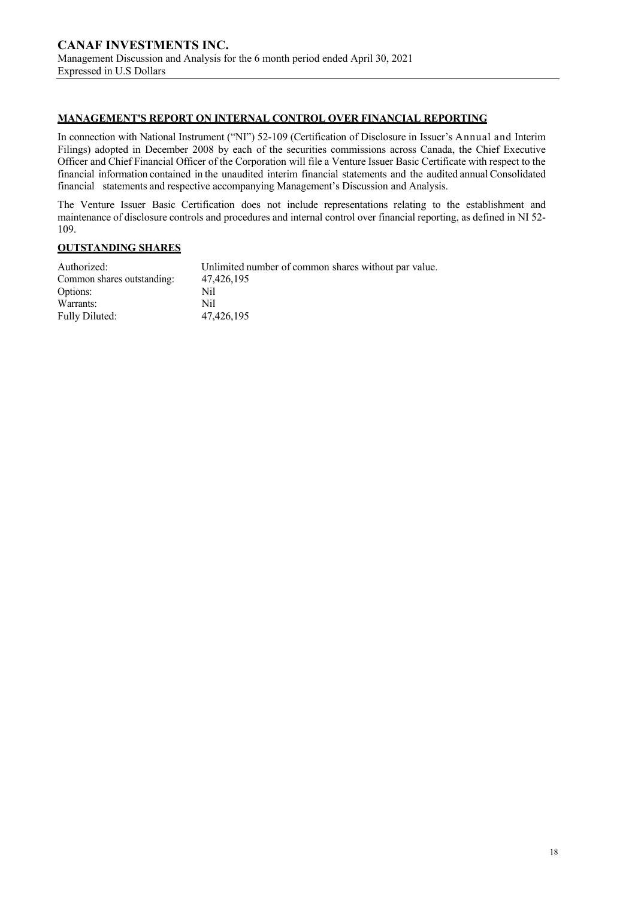## MANAGEMENT'S REPORT ON INTERNAL CONTROL OVER FINANCIAL REPORTING

In connection with National Instrument ("NI") 52-109 (Certification of Disclosure in Issuer's Annual and Interim Filings) adopted in December 2008 by each of the securities commissions across Canada, the Chief Executive Officer and Chief Financial Officer of the Corporation will file a Venture Issuer Basic Certificate with respect to the financial information contained in the unaudited interim financial statements and the audited annual Consolidated financial statements and respective accompanying Management's Discussion and Analysis.

The Venture Issuer Basic Certification does not include representations relating to the establishment and maintenance of disclosure controls and procedures and internal control over financial reporting, as defined in NI 52-109.

## OUTSTANDING SHARES

| | |
|---|---|
| Authorized: | Unlimited number of common shares without par value. |
| Common shares outstanding: | 47,426,195 |
| Options: | Nil |
| Warrants: | Nil |
| Fully Diluted: | 47,426,195 |